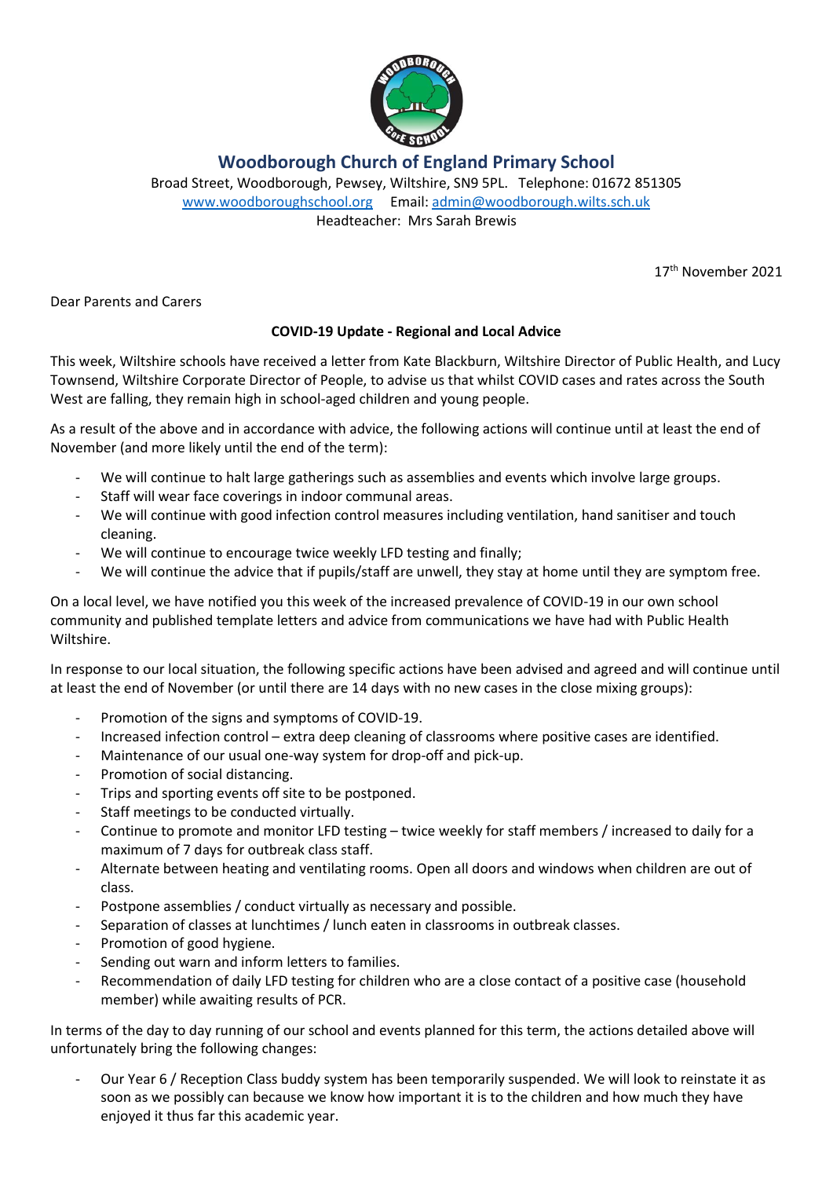# Woodborough Church of England Primary School

Broad Street, Woodborough, Pewsey, Wiltshire, SN9 5PL. Telephone: 01672 851305
www.woodboroughschool.org Email: admin@woodborough.wilts.sch.uk
Headteacher: Mrs Sarah Brewis

17th November 2021

Dear Parents and Carers

**COVID-19 Update - Regional and Local Advice**

This week, Wiltshire schools have received a letter from Kate Blackburn, Wiltshire Director of Public Health, and Lucy Townsend, Wiltshire Corporate Director of People, to advise us that whilst COVID cases and rates across the South West are falling, they remain high in school-aged children and young people.

As a result of the above and in accordance with advice, the following actions will continue until at least the end of November (and more likely until the end of the term):

- We will continue to halt large gatherings such as assemblies and events which involve large groups.
- Staff will wear face coverings in indoor communal areas.
- We will continue with good infection control measures including ventilation, hand sanitiser and touch cleaning.
- We will continue to encourage twice weekly LFD testing and finally;
- We will continue the advice that if pupils/staff are unwell, they stay at home until they are symptom free.

On a local level, we have notified you this week of the increased prevalence of COVID-19 in our own school community and published template letters and advice from communications we have had with Public Health Wiltshire.

In response to our local situation, the following specific actions have been advised and agreed and will continue until at least the end of November (or until there are 14 days with no new cases in the close mixing groups):

- Promotion of the signs and symptoms of COVID-19.
- Increased infection control – extra deep cleaning of classrooms where positive cases are identified.
- Maintenance of our usual one-way system for drop-off and pick-up.
- Promotion of social distancing.
- Trips and sporting events off site to be postponed.
- Staff meetings to be conducted virtually.
- Continue to promote and monitor LFD testing – twice weekly for staff members / increased to daily for a maximum of 7 days for outbreak class staff.
- Alternate between heating and ventilating rooms. Open all doors and windows when children are out of class.
- Postpone assemblies / conduct virtually as necessary and possible.
- Separation of classes at lunchtimes / lunch eaten in classrooms in outbreak classes.
- Promotion of good hygiene.
- Sending out warn and inform letters to families.
- Recommendation of daily LFD testing for children who are a close contact of a positive case (household member) while awaiting results of PCR.

In terms of the day to day running of our school and events planned for this term, the actions detailed above will unfortunately bring the following changes:

- Our Year 6 / Reception Class buddy system has been temporarily suspended. We will look to reinstate it as soon as we possibly can because we know how important it is to the children and how much they have enjoyed it thus far this academic year.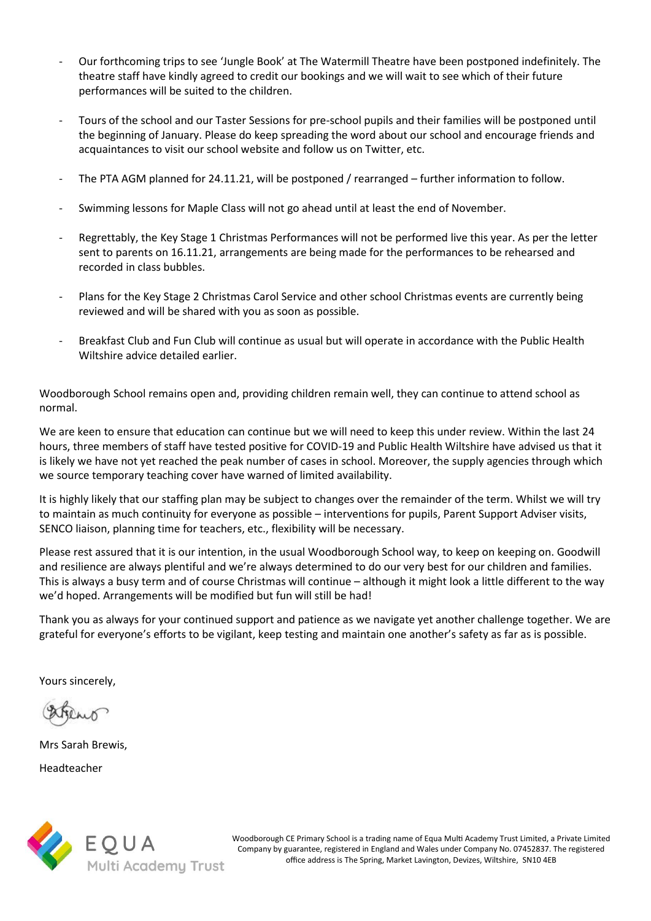- Our forthcoming trips to see 'Jungle Book' at The Watermill Theatre have been postponed indefinitely. The theatre staff have kindly agreed to credit our bookings and we will wait to see which of their future performances will be suited to the children.
- Tours of the school and our Taster Sessions for pre-school pupils and their families will be postponed until the beginning of January. Please do keep spreading the word about our school and encourage friends and acquaintances to visit our school website and follow us on Twitter, etc.
- The PTA AGM planned for 24.11.21, will be postponed / rearranged – further information to follow.
- Swimming lessons for Maple Class will not go ahead until at least the end of November.
- Regrettably, the Key Stage 1 Christmas Performances will not be performed live this year. As per the letter sent to parents on 16.11.21, arrangements are being made for the performances to be rehearsed and recorded in class bubbles.
- Plans for the Key Stage 2 Christmas Carol Service and other school Christmas events are currently being reviewed and will be shared with you as soon as possible.
- Breakfast Club and Fun Club will continue as usual but will operate in accordance with the Public Health Wiltshire advice detailed earlier.

Woodborough School remains open and, providing children remain well, they can continue to attend school as normal.

We are keen to ensure that education can continue but we will need to keep this under review. Within the last 24 hours, three members of staff have tested positive for COVID-19 and Public Health Wiltshire have advised us that it is likely we have not yet reached the peak number of cases in school. Moreover, the supply agencies through which we source temporary teaching cover have warned of limited availability.

It is highly likely that our staffing plan may be subject to changes over the remainder of the term. Whilst we will try to maintain as much continuity for everyone as possible – interventions for pupils, Parent Support Adviser visits, SENCO liaison, planning time for teachers, etc., flexibility will be necessary.

Please rest assured that it is our intention, in the usual Woodborough School way, to keep on keeping on. Goodwill and resilience are always plentiful and we're always determined to do our very best for our children and families. This is always a busy term and of course Christmas will continue – although it might look a little different to the way we'd hoped. Arrangements will be modified but fun will still be had!

Thank you as always for your continued support and patience as we navigate yet another challenge together. We are grateful for everyone's efforts to be vigilant, keep testing and maintain one another's safety as far as is possible.

Yours sincerely,

Mrs Sarah Brewis,

Headteacher

EQUA Multi Academy Trust

Woodborough CE Primary School is a trading name of Equa Multi Academy Trust Limited, a Private Limited Company by guarantee, registered in England and Wales under Company No. 07452837. The registered office address is The Spring, Market Lavington, Devizes, Wiltshire, SN10 4EB